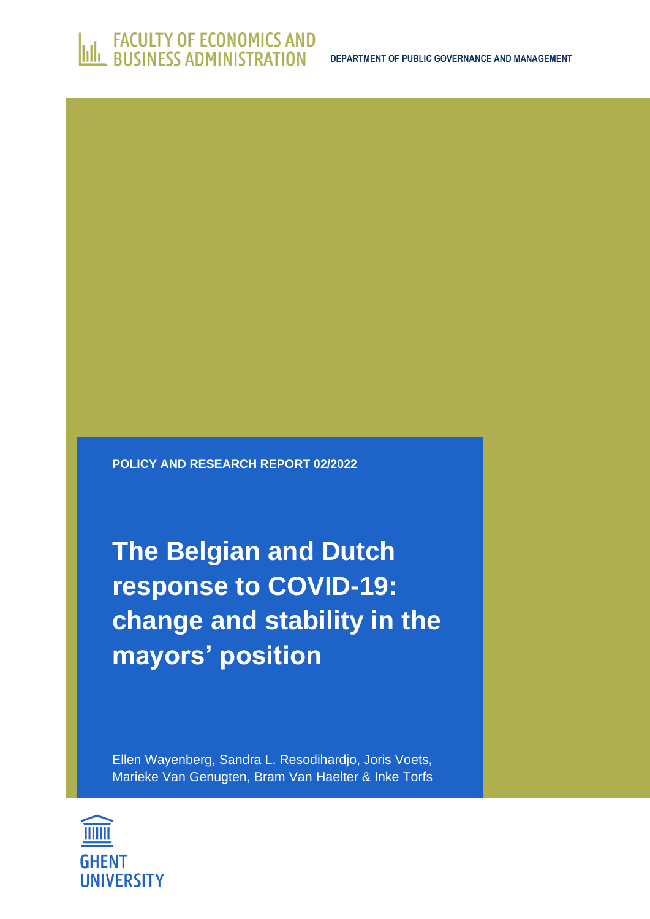FACULTY OF ECONOMICS AND BUSINESS ADMINISTRATION

DEPARTMENT OF PUBLIC GOVERNANCE AND MANAGEMENT

**POLICY AND RESEARCH REPORT 02/2022**

# The Belgian and Dutch response to COVID-19: change and stability in the mayors' position

Ellen Wayenberg, Sandra L. Resodihardjo, Joris Voets, Marieke Van Genugten, Bram Van Haelter & Inke Torfs

GHENT UNIVERSITY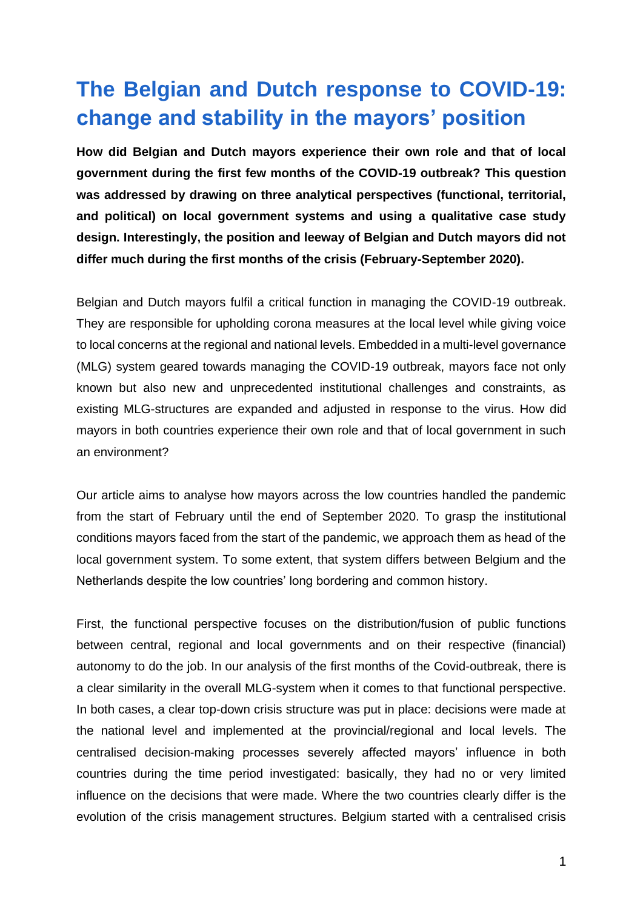# The Belgian and Dutch response to COVID-19: change and stability in the mayors' position

**How did Belgian and Dutch mayors experience their own role and that of local government during the first few months of the COVID-19 outbreak? This question was addressed by drawing on three analytical perspectives (functional, territorial, and political) on local government systems and using a qualitative case study design. Interestingly, the position and leeway of Belgian and Dutch mayors did not differ much during the first months of the crisis (February-September 2020).**

Belgian and Dutch mayors fulfil a critical function in managing the COVID-19 outbreak. They are responsible for upholding corona measures at the local level while giving voice to local concerns at the regional and national levels. Embedded in a multi-level governance (MLG) system geared towards managing the COVID-19 outbreak, mayors face not only known but also new and unprecedented institutional challenges and constraints, as existing MLG-structures are expanded and adjusted in response to the virus. How did mayors in both countries experience their own role and that of local government in such an environment?

Our article aims to analyse how mayors across the low countries handled the pandemic from the start of February until the end of September 2020. To grasp the institutional conditions mayors faced from the start of the pandemic, we approach them as head of the local government system. To some extent, that system differs between Belgium and the Netherlands despite the low countries' long bordering and common history.

First, the functional perspective focuses on the distribution/fusion of public functions between central, regional and local governments and on their respective (financial) autonomy to do the job. In our analysis of the first months of the Covid-outbreak, there is a clear similarity in the overall MLG-system when it comes to that functional perspective. In both cases, a clear top-down crisis structure was put in place: decisions were made at the national level and implemented at the provincial/regional and local levels. The centralised decision-making processes severely affected mayors' influence in both countries during the time period investigated: basically, they had no or very limited influence on the decisions that were made. Where the two countries clearly differ is the evolution of the crisis management structures. Belgium started with a centralised crisis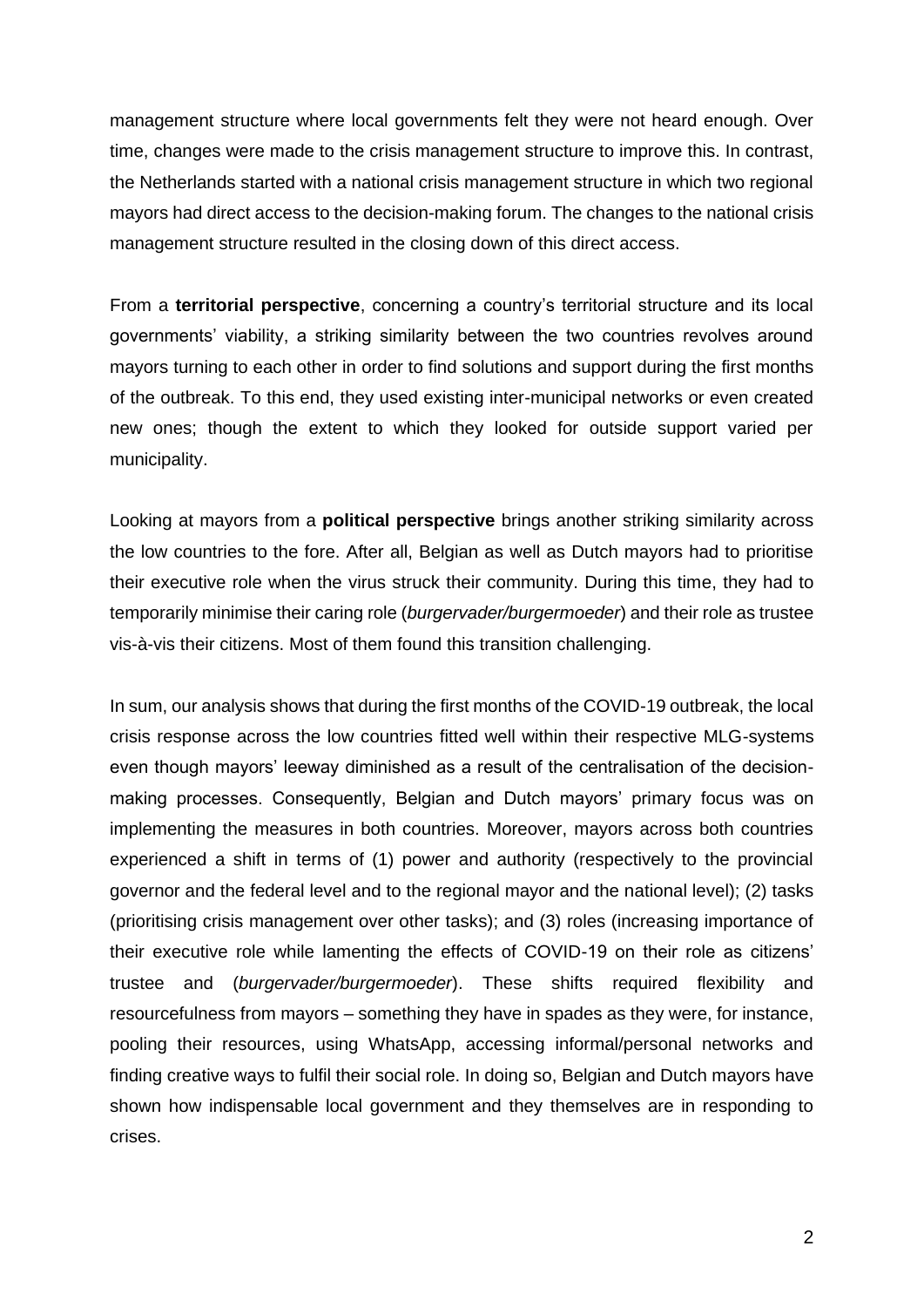management structure where local governments felt they were not heard enough. Over time, changes were made to the crisis management structure to improve this. In contrast, the Netherlands started with a national crisis management structure in which two regional mayors had direct access to the decision-making forum. The changes to the national crisis management structure resulted in the closing down of this direct access.

From a **territorial perspective**, concerning a country's territorial structure and its local governments' viability, a striking similarity between the two countries revolves around mayors turning to each other in order to find solutions and support during the first months of the outbreak. To this end, they used existing inter-municipal networks or even created new ones; though the extent to which they looked for outside support varied per municipality.

Looking at mayors from a **political perspective** brings another striking similarity across the low countries to the fore. After all, Belgian as well as Dutch mayors had to prioritise their executive role when the virus struck their community. During this time, they had to temporarily minimise their caring role (*burgervader/burgermoeder*) and their role as trustee vis-à-vis their citizens. Most of them found this transition challenging.

In sum, our analysis shows that during the first months of the COVID-19 outbreak, the local crisis response across the low countries fitted well within their respective MLG-systems even though mayors' leeway diminished as a result of the centralisation of the decision-making processes. Consequently, Belgian and Dutch mayors' primary focus was on implementing the measures in both countries. Moreover, mayors across both countries experienced a shift in terms of (1) power and authority (respectively to the provincial governor and the federal level and to the regional mayor and the national level); (2) tasks (prioritising crisis management over other tasks); and (3) roles (increasing importance of their executive role while lamenting the effects of COVID-19 on their role as citizens' trustee and (*burgervader/burgermoeder*). These shifts required flexibility and resourcefulness from mayors – something they have in spades as they were, for instance, pooling their resources, using WhatsApp, accessing informal/personal networks and finding creative ways to fulfil their social role. In doing so, Belgian and Dutch mayors have shown how indispensable local government and they themselves are in responding to crises.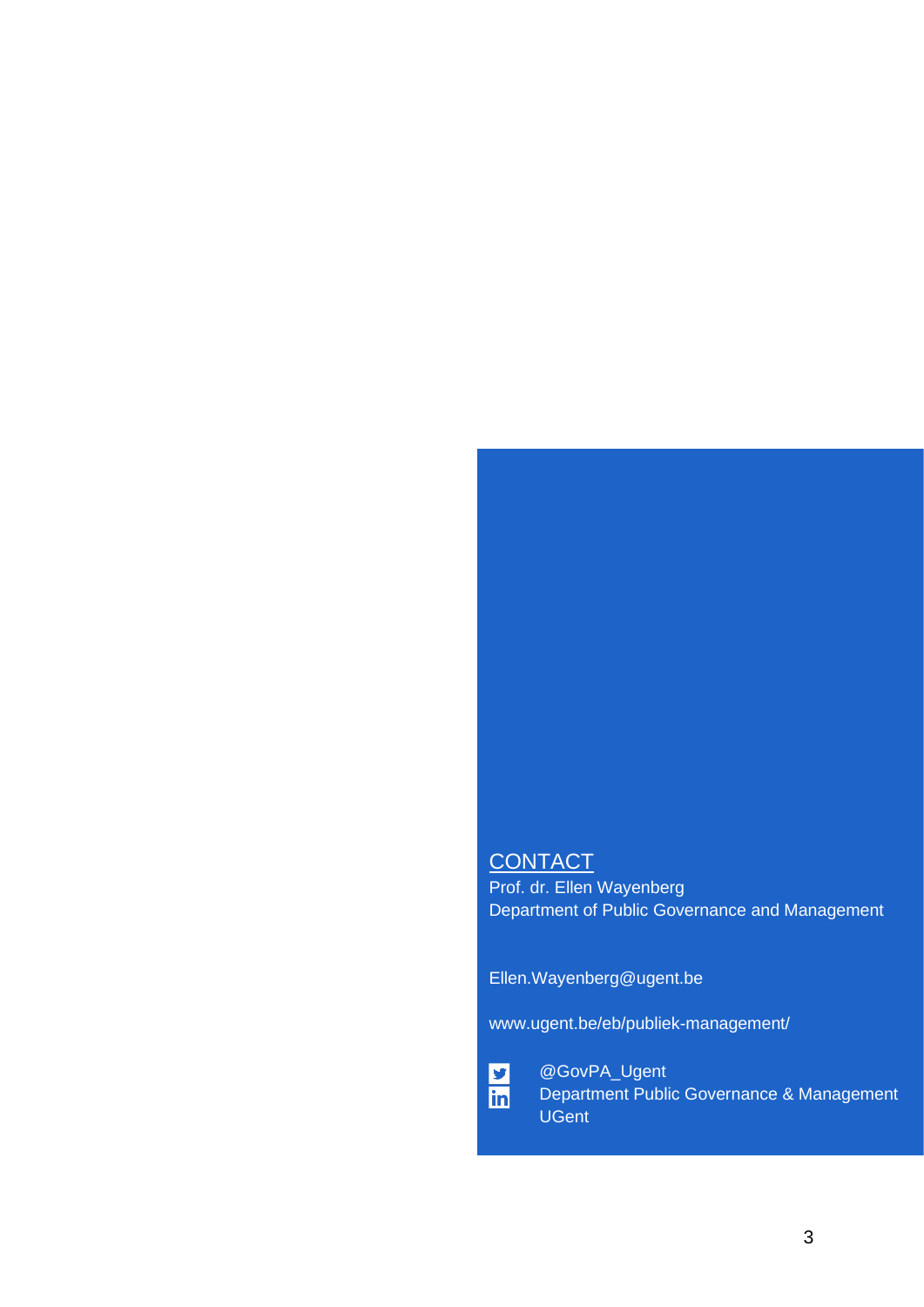## CONTACT

Prof. dr. Ellen Wayenberg
Department of Public Governance and Management

Ellen.Wayenberg@ugent.be

www.ugent.be/eb/publiek-management/

@GovPA_Ugent
Department Public Governance & Management UGent